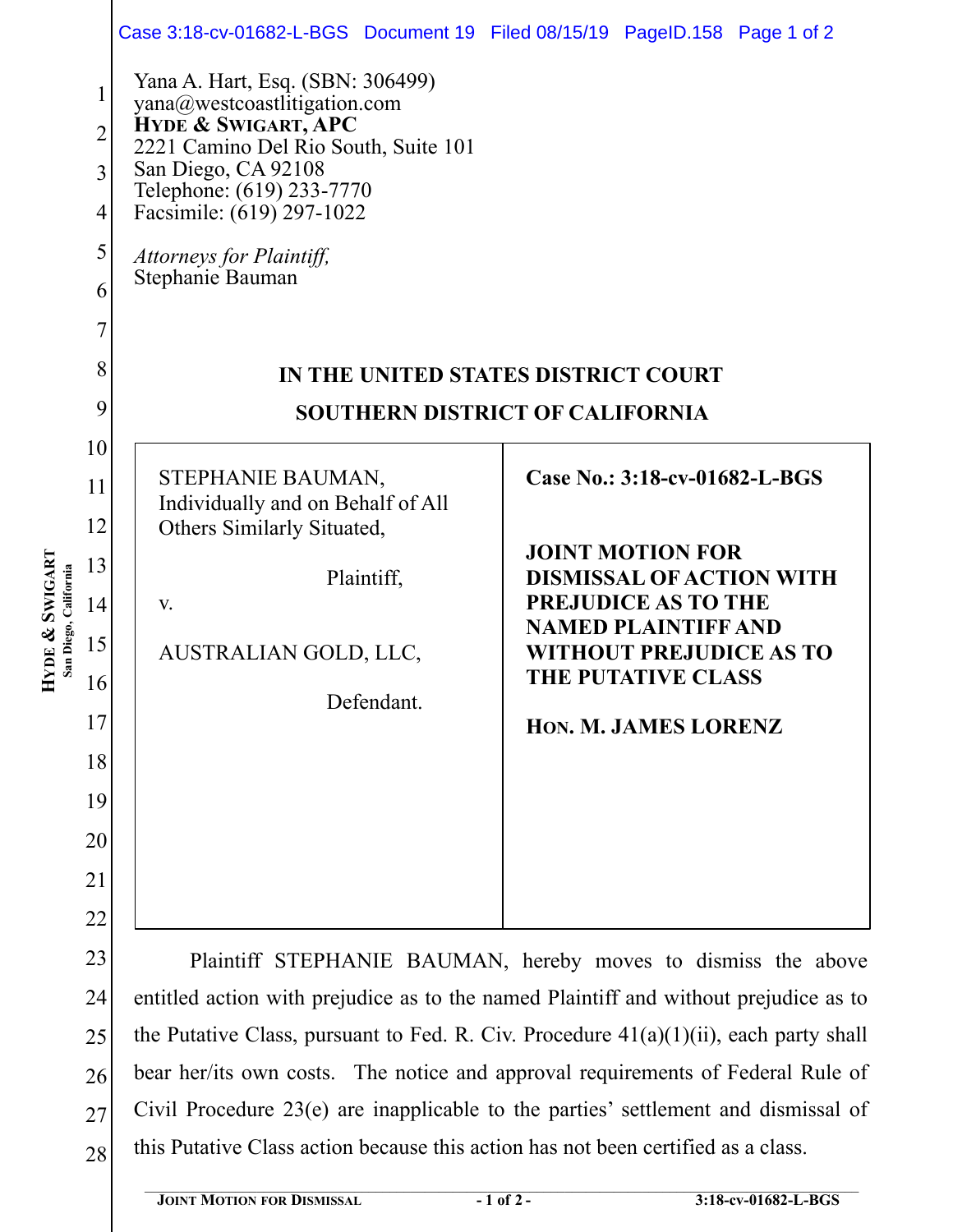Yana A. Hart, Esq. (SBN: 306499)
yana@westcoastlitigation.com
**HYDE & SWIGART, APC**
2221 Camino Del Rio South, Suite 101
San Diego, CA 92108
Telephone: (619) 233-7770
Facsimile: (619) 297-1022

*Attorneys for Plaintiff,*
Stephanie Bauman

**IN THE UNITED STATES DISTRICT COURT**

**SOUTHERN DISTRICT OF CALIFORNIA**

| | |
|---|---|
| STEPHANIE BAUMAN, Individually and on Behalf of All Others Similarly Situated,<br><br>Plaintiff,<br><br>v.<br><br>AUSTRALIAN GOLD, LLC,<br><br>Defendant. | **Case No.: 3:18-cv-01682-L-BGS**<br><br>**JOINT MOTION FOR DISMISSAL OF ACTION WITH PREJUDICE AS TO THE NAMED PLAINTIFF AND WITHOUT PREJUDICE AS TO THE PUTATIVE CLASS**<br><br>**HON. M. JAMES LORENZ** |

Plaintiff STEPHANIE BAUMAN, hereby moves to dismiss the above entitled action with prejudice as to the named Plaintiff and without prejudice as to the Putative Class, pursuant to Fed. R. Civ. Procedure 41(a)(1)(ii), each party shall bear her/its own costs. The notice and approval requirements of Federal Rule of Civil Procedure 23(e) are inapplicable to the parties' settlement and dismissal of this Putative Class action because this action has not been certified as a class.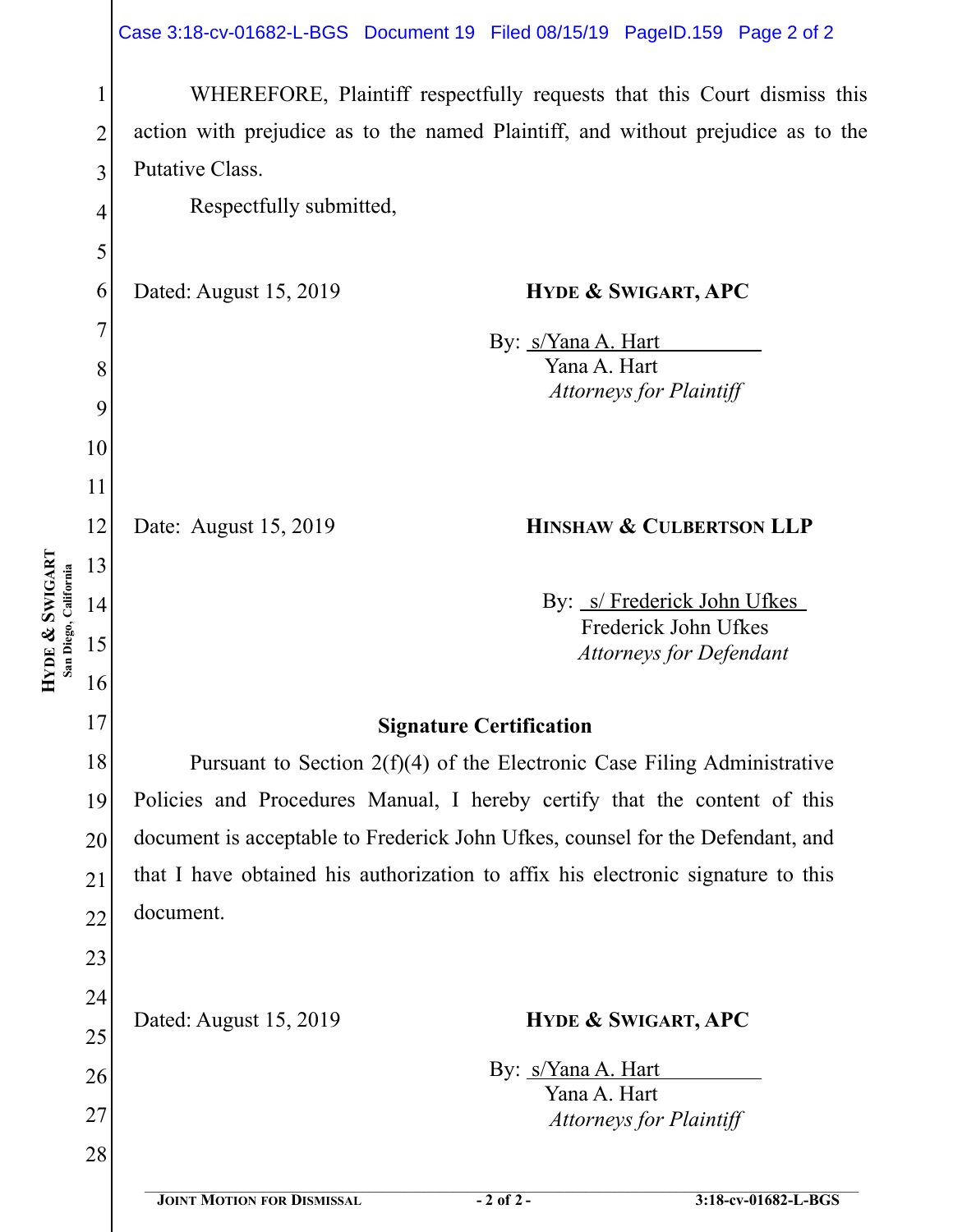WHEREFORE, Plaintiff respectfully requests that this Court dismiss this action with prejudice as to the named Plaintiff, and without prejudice as to the Putative Class.

Respectfully submitted,

Dated: August 15, 2019

**HYDE & SWIGART, APC**

By: s/Yana A. Hart
Yana A. Hart
*Attorneys for Plaintiff*

Date: August 15, 2019

**HINSHAW & CULBERTSON LLP**

By: s/ Frederick John Ufkes
Frederick John Ufkes
*Attorneys for Defendant*

**Signature Certification**

Pursuant to Section 2(f)(4) of the Electronic Case Filing Administrative Policies and Procedures Manual, I hereby certify that the content of this document is acceptable to Frederick John Ufkes, counsel for the Defendant, and that I have obtained his authorization to affix his electronic signature to this document.

Dated: August 15, 2019

**HYDE & SWIGART, APC**

By: s/Yana A. Hart
Yana A. Hart
*Attorneys for Plaintiff*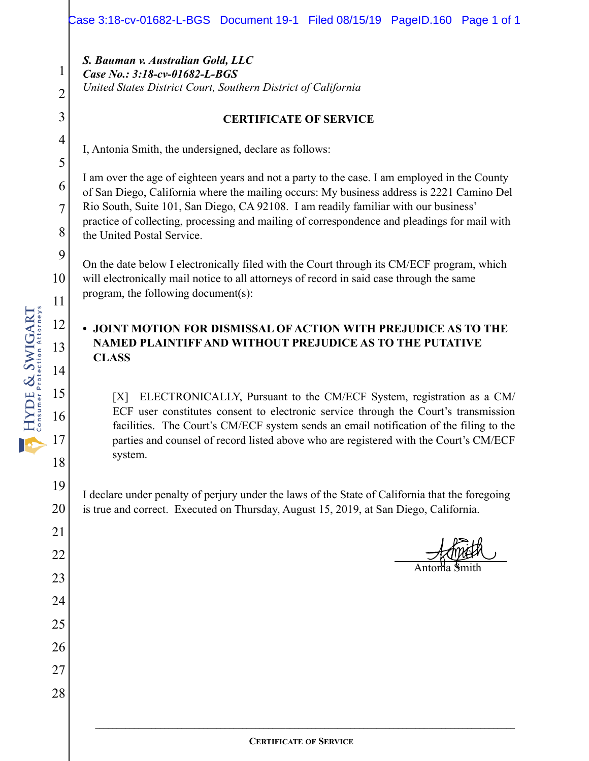*S. Bauman v. Australian Gold, LLC*
*Case No.: 3:18-cv-01682-L-BGS*
*United States District Court, Southern District of California*

**CERTIFICATE OF SERVICE**

I, Antonia Smith, the undersigned, declare as follows:

I am over the age of eighteen years and not a party to the case. I am employed in the County of San Diego, California where the mailing occurs: My business address is 2221 Camino Del Rio South, Suite 101, San Diego, CA 92108. I am readily familiar with our business' practice of collecting, processing and mailing of correspondence and pleadings for mail with the United Postal Service.

On the date below I electronically filed with the Court through its CM/ECF program, which will electronically mail notice to all attorneys of record in said case through the same program, the following document(s):

- **JOINT MOTION FOR DISMISSAL OF ACTION WITH PREJUDICE AS TO THE NAMED PLAINTIFF AND WITHOUT PREJUDICE AS TO THE PUTATIVE CLASS**

[X] ELECTRONICALLY, Pursuant to the CM/ECF System, registration as a CM/ECF user constitutes consent to electronic service through the Court's transmission facilities. The Court's CM/ECF system sends an email notification of the filing to the parties and counsel of record listed above who are registered with the Court's CM/ECF system.

I declare under penalty of perjury under the laws of the State of California that the foregoing is true and correct. Executed on Thursday, August 15, 2019, at San Diego, California.

Antonia Smith